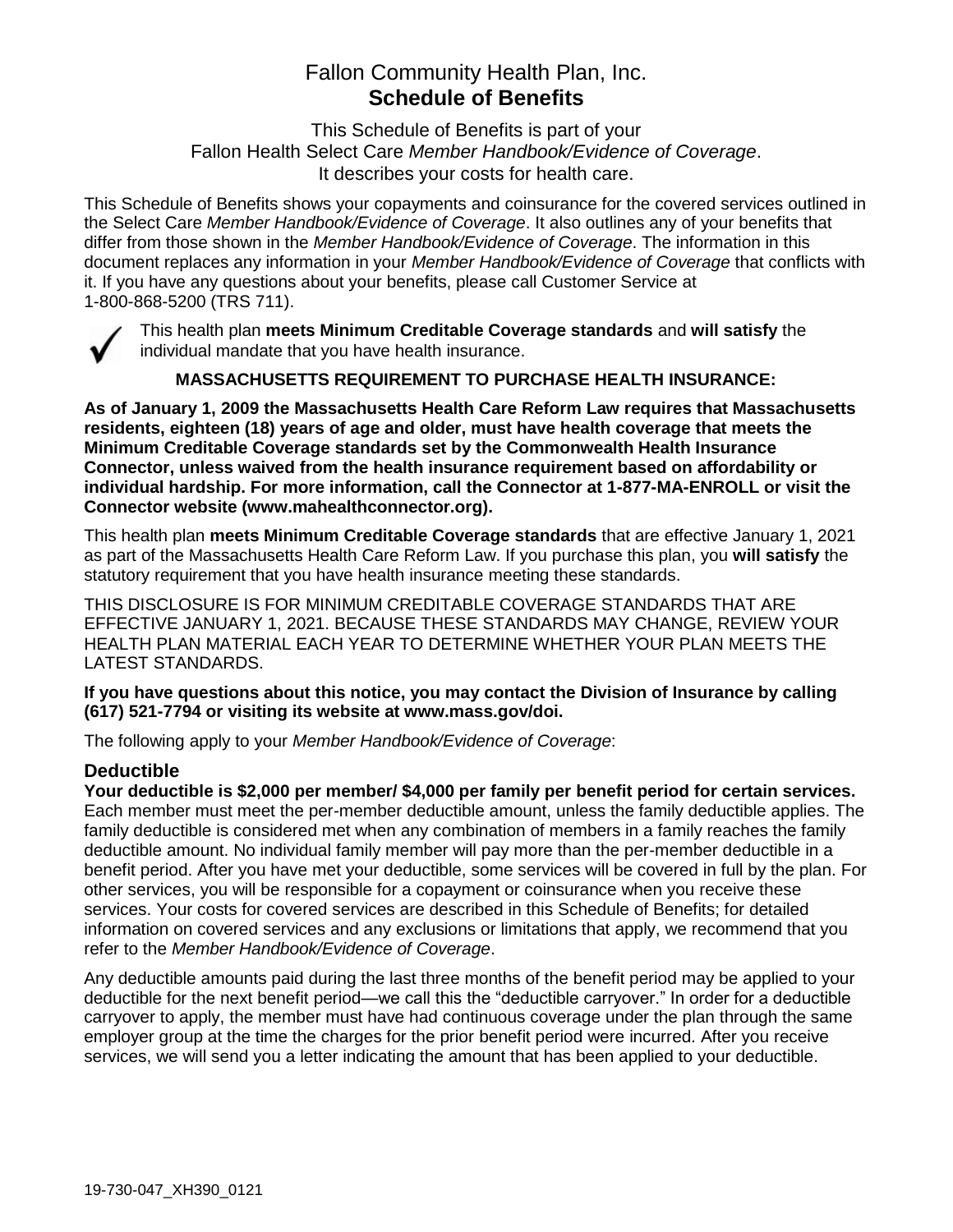# Fallon Community Health Plan, Inc.
# **Schedule of Benefits**

This Schedule of Benefits is part of your
Fallon Health Select Care *Member Handbook/Evidence of Coverage*.
It describes your costs for health care.

This Schedule of Benefits shows your copayments and coinsurance for the covered services outlined in the Select Care *Member Handbook/Evidence of Coverage*. It also outlines any of your benefits that differ from those shown in the *Member Handbook/Evidence of Coverage*. The information in this document replaces any information in your *Member Handbook/Evidence of Coverage* that conflicts with it. If you have any questions about your benefits, please call Customer Service at 1-800-868-5200 (TRS 711).

✓ This health plan **meets Minimum Creditable Coverage standards** and **will satisfy** the individual mandate that you have health insurance.

**MASSACHUSETTS REQUIREMENT TO PURCHASE HEALTH INSURANCE:**

**As of January 1, 2009 the Massachusetts Health Care Reform Law requires that Massachusetts residents, eighteen (18) years of age and older, must have health coverage that meets the Minimum Creditable Coverage standards set by the Commonwealth Health Insurance Connector, unless waived from the health insurance requirement based on affordability or individual hardship. For more information, call the Connector at 1-877-MA-ENROLL or visit the Connector website (www.mahealthconnector.org).**

This health plan **meets Minimum Creditable Coverage standards** that are effective January 1, 2021 as part of the Massachusetts Health Care Reform Law. If you purchase this plan, you **will satisfy** the statutory requirement that you have health insurance meeting these standards.

THIS DISCLOSURE IS FOR MINIMUM CREDITABLE COVERAGE STANDARDS THAT ARE EFFECTIVE JANUARY 1, 2021. BECAUSE THESE STANDARDS MAY CHANGE, REVIEW YOUR HEALTH PLAN MATERIAL EACH YEAR TO DETERMINE WHETHER YOUR PLAN MEETS THE LATEST STANDARDS.

**If you have questions about this notice, you may contact the Division of Insurance by calling (617) 521-7794 or visiting its website at www.mass.gov/doi.**

The following apply to your *Member Handbook/Evidence of Coverage*:

## Deductible

**Your deductible is $2,000 per member/ $4,000 per family per benefit period for certain services.** Each member must meet the per-member deductible amount, unless the family deductible applies. The family deductible is considered met when any combination of members in a family reaches the family deductible amount. No individual family member will pay more than the per-member deductible in a benefit period. After you have met your deductible, some services will be covered in full by the plan. For other services, you will be responsible for a copayment or coinsurance when you receive these services. Your costs for covered services are described in this Schedule of Benefits; for detailed information on covered services and any exclusions or limitations that apply, we recommend that you refer to the *Member Handbook/Evidence of Coverage*.

Any deductible amounts paid during the last three months of the benefit period may be applied to your deductible for the next benefit period—we call this the "deductible carryover." In order for a deductible carryover to apply, the member must have had continuous coverage under the plan through the same employer group at the time the charges for the prior benefit period were incurred. After you receive services, we will send you a letter indicating the amount that has been applied to your deductible.

19-730-047_XH390_0121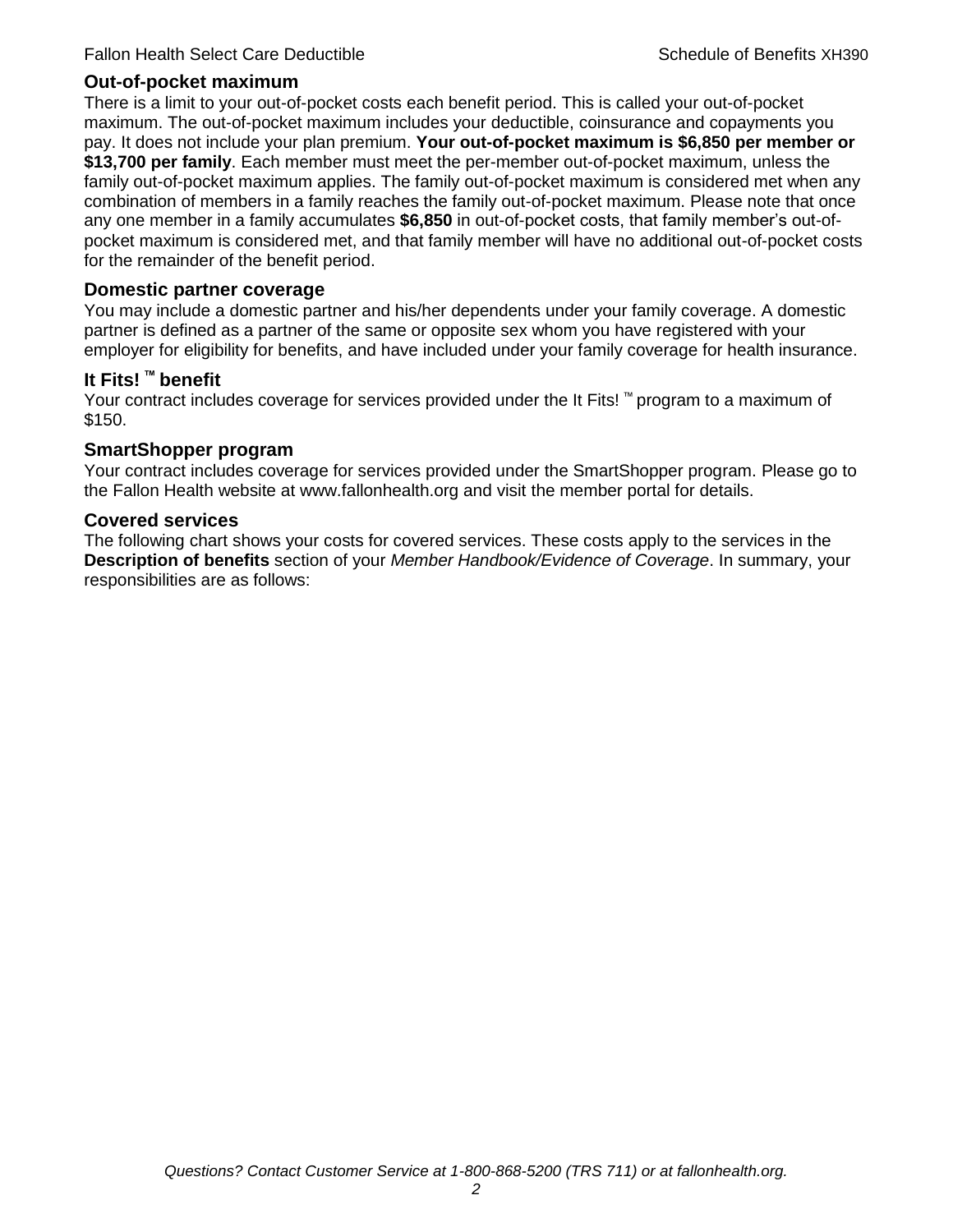## Out-of-pocket maximum

There is a limit to your out-of-pocket costs each benefit period. This is called your out-of-pocket maximum. The out-of-pocket maximum includes your deductible, coinsurance and copayments you pay. It does not include your plan premium. **Your out-of-pocket maximum is $6,850 per member or $13,700 per family**. Each member must meet the per-member out-of-pocket maximum, unless the family out-of-pocket maximum applies. The family out-of-pocket maximum is considered met when any combination of members in a family reaches the family out-of-pocket maximum. Please note that once any one member in a family accumulates **$6,850** in out-of-pocket costs, that family member's out-of-pocket maximum is considered met, and that family member will have no additional out-of-pocket costs for the remainder of the benefit period.

## Domestic partner coverage

You may include a domestic partner and his/her dependents under your family coverage. A domestic partner is defined as a partner of the same or opposite sex whom you have registered with your employer for eligibility for benefits, and have included under your family coverage for health insurance.

## It Fits! ™ benefit

Your contract includes coverage for services provided under the It Fits! ™ program to a maximum of $150.

## SmartShopper program

Your contract includes coverage for services provided under the SmartShopper program. Please go to the Fallon Health website at www.fallonhealth.org and visit the member portal for details.

## Covered services

The following chart shows your costs for covered services. These costs apply to the services in the **Description of benefits** section of your *Member Handbook/Evidence of Coverage*. In summary, your responsibilities are as follows: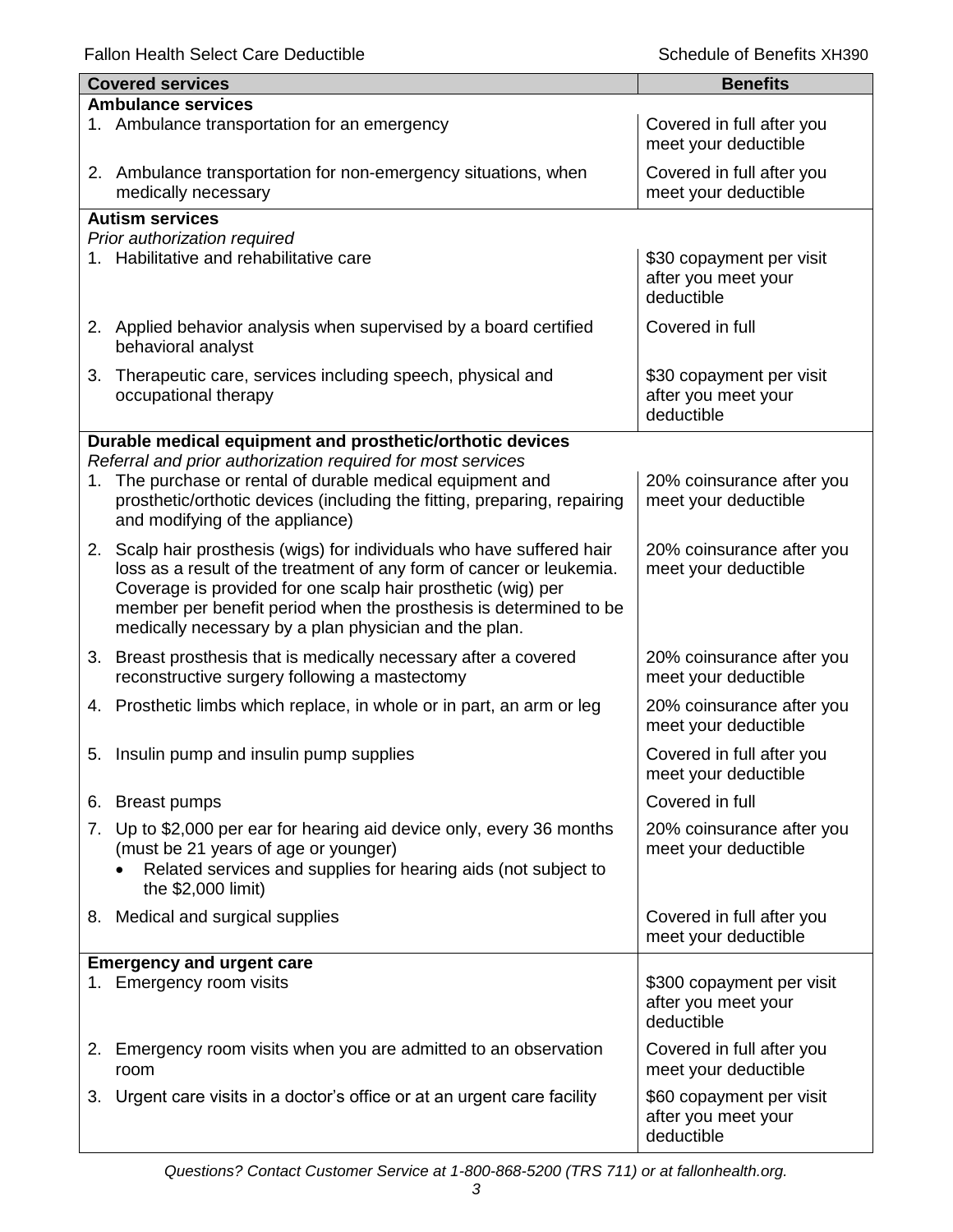| Covered services | Benefits |
|---|---|
| **Ambulance services** | |
| 1. Ambulance transportation for an emergency | Covered in full after you meet your deductible |
| 2. Ambulance transportation for non-emergency situations, when medically necessary | Covered in full after you meet your deductible |
| **Autism services** *Prior authorization required* | |
| 1. Habilitative and rehabilitative care | \$30 copayment per visit after you meet your deductible |
| 2. Applied behavior analysis when supervised by a board certified behavioral analyst | Covered in full |
| 3. Therapeutic care, services including speech, physical and occupational therapy | \$30 copayment per visit after you meet your deductible |
| **Durable medical equipment and prosthetic/orthotic devices** *Referral and prior authorization required for most services* | |
| 1. The purchase or rental of durable medical equipment and prosthetic/orthotic devices (including the fitting, preparing, repairing and modifying of the appliance) | 20% coinsurance after you meet your deductible |
| 2. Scalp hair prosthesis (wigs) for individuals who have suffered hair loss as a result of the treatment of any form of cancer or leukemia. Coverage is provided for one scalp hair prosthetic (wig) per member per benefit period when the prosthesis is determined to be medically necessary by a plan physician and the plan. | 20% coinsurance after you meet your deductible |
| 3. Breast prosthesis that is medically necessary after a covered reconstructive surgery following a mastectomy | 20% coinsurance after you meet your deductible |
| 4. Prosthetic limbs which replace, in whole or in part, an arm or leg | 20% coinsurance after you meet your deductible |
| 5. Insulin pump and insulin pump supplies | Covered in full after you meet your deductible |
| 6. Breast pumps | Covered in full |
| 7. Up to \$2,000 per ear for hearing aid device only, every 36 months (must be 21 years of age or younger) <br>• Related services and supplies for hearing aids (not subject to the \$2,000 limit) | 20% coinsurance after you meet your deductible |
| 8. Medical and surgical supplies | Covered in full after you meet your deductible |
| **Emergency and urgent care** | |
| 1. Emergency room visits | \$300 copayment per visit after you meet your deductible |
| 2. Emergency room visits when you are admitted to an observation room | Covered in full after you meet your deductible |
| 3. Urgent care visits in a doctor's office or at an urgent care facility | \$60 copayment per visit after you meet your deductible |

*Questions? Contact Customer Service at 1-800-868-5200 (TRS 711) or at fallonhealth.org.*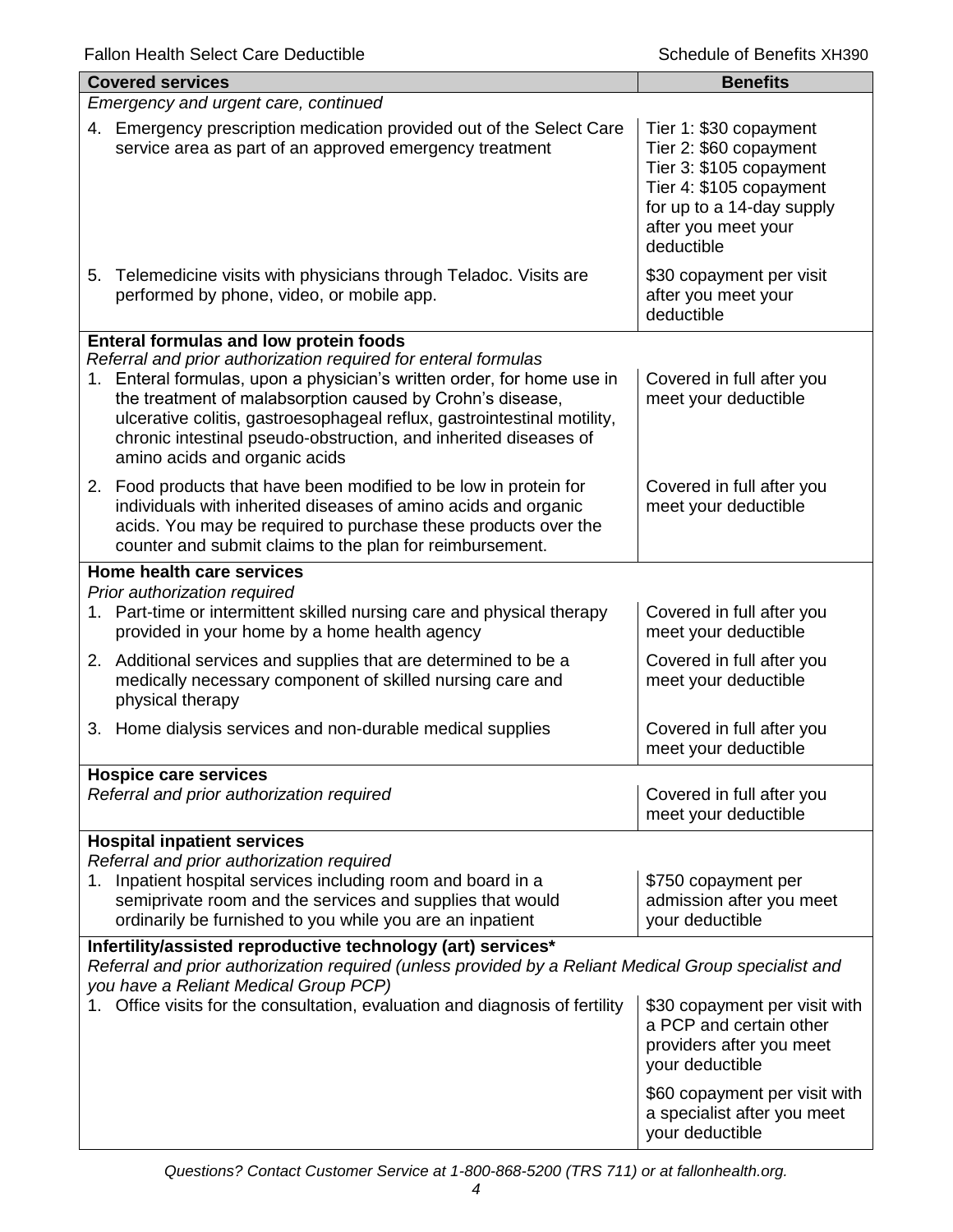| Covered services | Benefits |
|---|---|
| *Emergency and urgent care, continued* | |
| 4. Emergency prescription medication provided out of the Select Care service area as part of an approved emergency treatment | Tier 1: $30 copayment<br>Tier 2: $60 copayment<br>Tier 3: $105 copayment<br>Tier 4: $105 copayment<br>for up to a 14-day supply after you meet your deductible |
| 5. Telemedicine visits with physicians through Teladoc. Visits are performed by phone, video, or mobile app. | $30 copayment per visit after you meet your deductible |
| **Enteral formulas and low protein foods**<br>*Referral and prior authorization required for enteral formulas* | |
| 1. Enteral formulas, upon a physician's written order, for home use in the treatment of malabsorption caused by Crohn's disease, ulcerative colitis, gastroesophageal reflux, gastrointestinal motility, chronic intestinal pseudo-obstruction, and inherited diseases of amino acids and organic acids | Covered in full after you meet your deductible |
| 2. Food products that have been modified to be low in protein for individuals with inherited diseases of amino acids and organic acids. You may be required to purchase these products over the counter and submit claims to the plan for reimbursement. | Covered in full after you meet your deductible |
| **Home health care services**<br>*Prior authorization required* | |
| 1. Part-time or intermittent skilled nursing care and physical therapy provided in your home by a home health agency | Covered in full after you meet your deductible |
| 2. Additional services and supplies that are determined to be a medically necessary component of skilled nursing care and physical therapy | Covered in full after you meet your deductible |
| 3. Home dialysis services and non-durable medical supplies | Covered in full after you meet your deductible |
| **Hospice care services**<br>*Referral and prior authorization required* | Covered in full after you meet your deductible |
| **Hospital inpatient services**<br>*Referral and prior authorization required* | |
| 1. Inpatient hospital services including room and board in a semiprivate room and the services and supplies that would ordinarily be furnished to you while you are an inpatient | $750 copayment per admission after you meet your deductible |
| **Infertility/assisted reproductive technology (art) services***<br>*Referral and prior authorization required (unless provided by a Reliant Medical Group specialist and you have a Reliant Medical Group PCP)* | |
| 1. Office visits for the consultation, evaluation and diagnosis of fertility | $30 copayment per visit with a PCP and certain other providers after you meet your deductible<br><br>$60 copayment per visit with a specialist after you meet your deductible |

*Questions? Contact Customer Service at 1-800-868-5200 (TRS 711) or at fallonhealth.org.*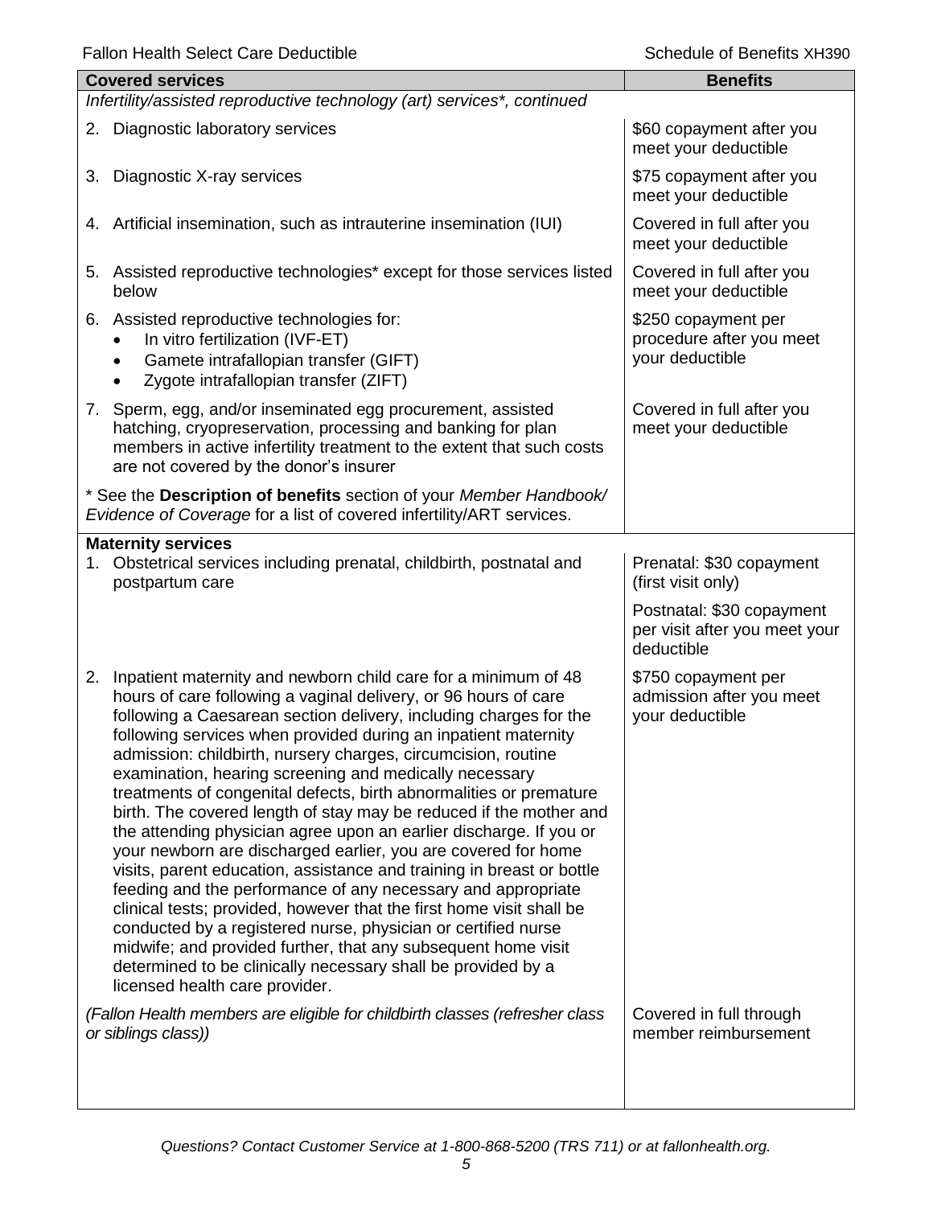| Covered services | Benefits |
|---|---|
| *Infertility/assisted reproductive technology (art) services\*, continued* | |
| 2. Diagnostic laboratory services | $60 copayment after you meet your deductible |
| 3. Diagnostic X-ray services | $75 copayment after you meet your deductible |
| 4. Artificial insemination, such as intrauterine insemination (IUI) | Covered in full after you meet your deductible |
| 5. Assisted reproductive technologies* except for those services listed below | Covered in full after you meet your deductible |
| 6. Assisted reproductive technologies for:<br>• In vitro fertilization (IVF-ET)<br>• Gamete intrafallopian transfer (GIFT)<br>• Zygote intrafallopian transfer (ZIFT) | $250 copayment per procedure after you meet your deductible |
| 7. Sperm, egg, and/or inseminated egg procurement, assisted hatching, cryopreservation, processing and banking for plan members in active infertility treatment to the extent that such costs are not covered by the donor's insurer | Covered in full after you meet your deductible |
| * See the **Description of benefits** section of your *Member Handbook/ Evidence of Coverage* for a list of covered infertility/ART services. | |
| **Maternity services** | |
| 1. Obstetrical services including prenatal, childbirth, postnatal and postpartum care | Prenatal: $30 copayment (first visit only)<br><br>Postnatal: $30 copayment per visit after you meet your deductible |
| 2. Inpatient maternity and newborn child care for a minimum of 48 hours of care following a vaginal delivery, or 96 hours of care following a Caesarean section delivery, including charges for the following services when provided during an inpatient maternity admission: childbirth, nursery charges, circumcision, routine examination, hearing screening and medically necessary treatments of congenital defects, birth abnormalities or premature birth. The covered length of stay may be reduced if the mother and the attending physician agree upon an earlier discharge. If you or your newborn are discharged earlier, you are covered for home visits, parent education, assistance and training in breast or bottle feeding and the performance of any necessary and appropriate clinical tests; provided, however that the first home visit shall be conducted by a registered nurse, physician or certified nurse midwife; and provided further, that any subsequent home visit determined to be clinically necessary shall be provided by a licensed health care provider. | $750 copayment per admission after you meet your deductible |
| *(Fallon Health members are eligible for childbirth classes (refresher class or siblings class))* | Covered in full through member reimbursement |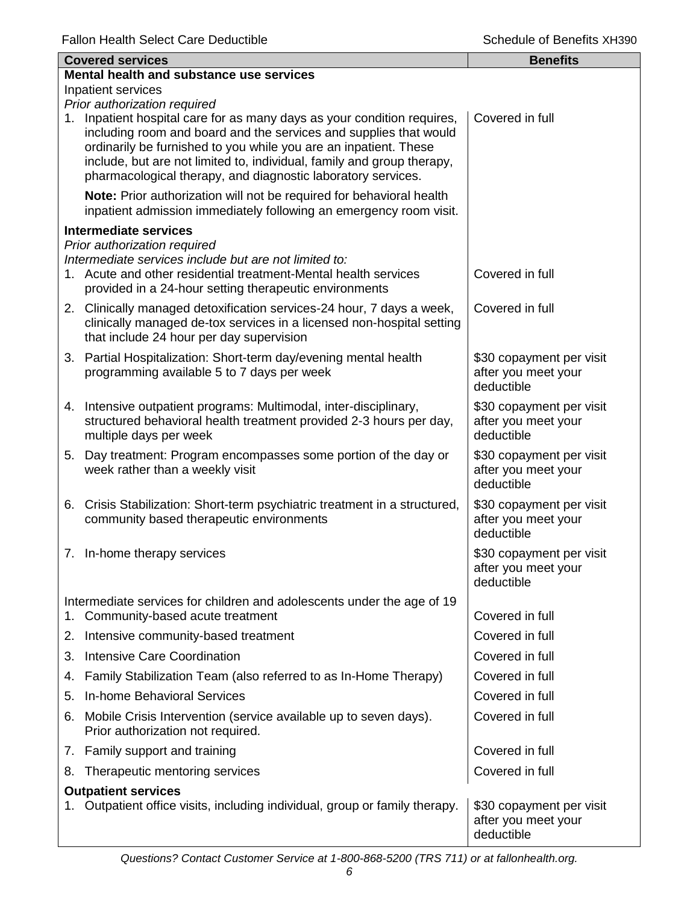| Covered services | Benefits |
|---|---|
| **Mental health and substance use services** | |
| Inpatient services | |
| *Prior authorization required* | |
| 1. Inpatient hospital care for as many days as your condition requires, including room and board and the services and supplies that would ordinarily be furnished to you while you are an inpatient. These include, but are not limited to, individual, family and group therapy, pharmacological therapy, and diagnostic laboratory services. | Covered in full |
| **Note:** Prior authorization will not be required for behavioral health inpatient admission immediately following an emergency room visit. | |
| **Intermediate services** | |
| *Prior authorization required* | |
| *Intermediate services include but are not limited to:* | |
| 1. Acute and other residential treatment-Mental health services provided in a 24-hour setting therapeutic environments | Covered in full |
| 2. Clinically managed detoxification services-24 hour, 7 days a week, clinically managed de-tox services in a licensed non-hospital setting that include 24 hour per day supervision | Covered in full |
| 3. Partial Hospitalization: Short-term day/evening mental health programming available 5 to 7 days per week | $30 copayment per visit after you meet your deductible |
| 4. Intensive outpatient programs: Multimodal, inter-disciplinary, structured behavioral health treatment provided 2-3 hours per day, multiple days per week | $30 copayment per visit after you meet your deductible |
| 5. Day treatment: Program encompasses some portion of the day or week rather than a weekly visit | $30 copayment per visit after you meet your deductible |
| 6. Crisis Stabilization: Short-term psychiatric treatment in a structured, community based therapeutic environments | $30 copayment per visit after you meet your deductible |
| 7. In-home therapy services | $30 copayment per visit after you meet your deductible |
| Intermediate services for children and adolescents under the age of 19 | |
| 1. Community-based acute treatment | Covered in full |
| 2. Intensive community-based treatment | Covered in full |
| 3. Intensive Care Coordination | Covered in full |
| 4. Family Stabilization Team (also referred to as In-Home Therapy) | Covered in full |
| 5. In-home Behavioral Services | Covered in full |
| 6. Mobile Crisis Intervention (service available up to seven days). Prior authorization not required. | Covered in full |
| 7. Family support and training | Covered in full |
| 8. Therapeutic mentoring services | Covered in full |
| **Outpatient services** | |
| 1. Outpatient office visits, including individual, group or family therapy. | $30 copayment per visit after you meet your deductible |

*Questions? Contact Customer Service at 1-800-868-5200 (TRS 711) or at fallonhealth.org.*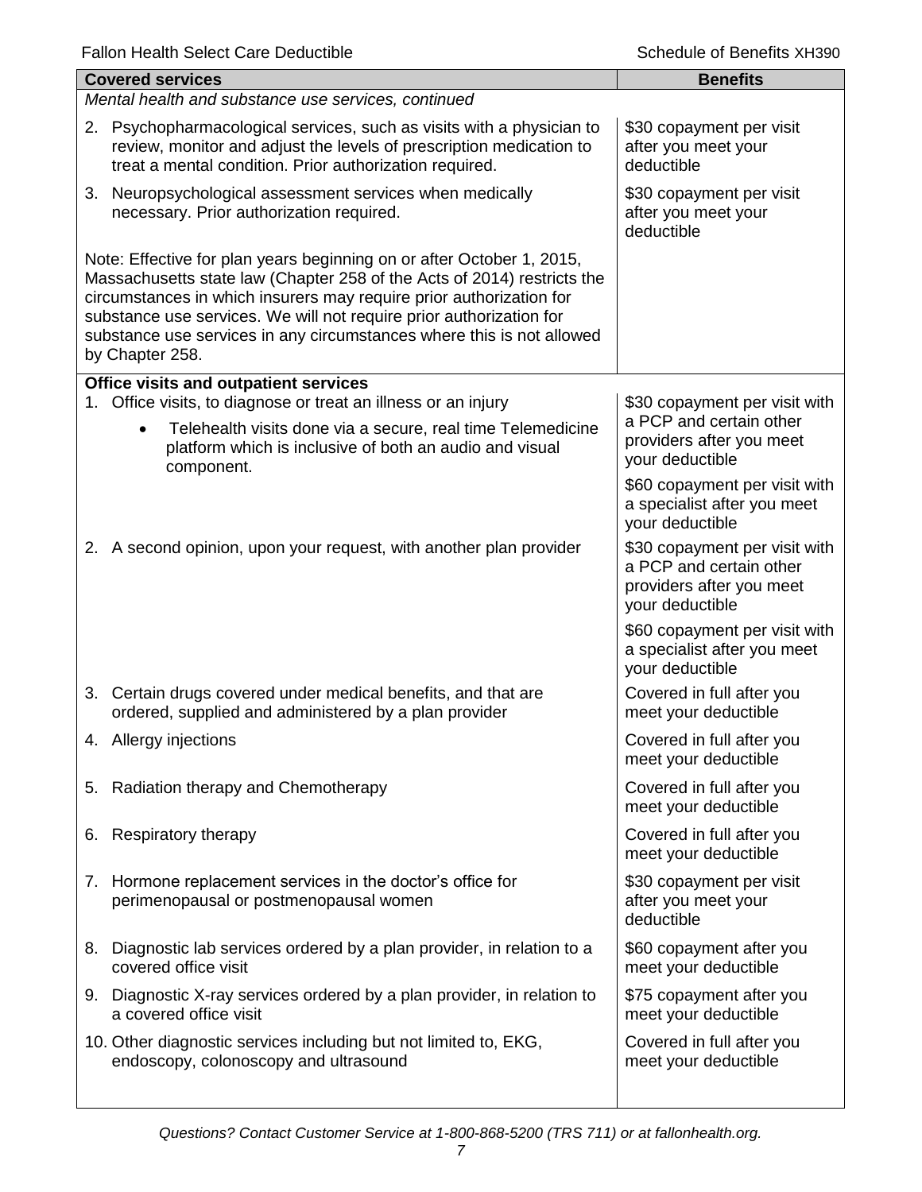| Covered services | Benefits |
|---|---|
| *Mental health and substance use services, continued* | |
| 2. Psychopharmacological services, such as visits with a physician to review, monitor and adjust the levels of prescription medication to treat a mental condition. Prior authorization required. | $30 copayment per visit after you meet your deductible |
| 3. Neuropsychological assessment services when medically necessary. Prior authorization required. | $30 copayment per visit after you meet your deductible |
| Note: Effective for plan years beginning on or after October 1, 2015, Massachusetts state law (Chapter 258 of the Acts of 2014) restricts the circumstances in which insurers may require prior authorization for substance use services. We will not require prior authorization for substance use services in any circumstances where this is not allowed by Chapter 258. | |
| **Office visits and outpatient services** | |
| 1. Office visits, to diagnose or treat an illness or an injury<br>• Telehealth visits done via a secure, real time Telemedicine platform which is inclusive of both an audio and visual component. | $30 copayment per visit with a PCP and certain other providers after you meet your deductible<br><br>$60 copayment per visit with a specialist after you meet your deductible |
| 2. A second opinion, upon your request, with another plan provider | $30 copayment per visit with a PCP and certain other providers after you meet your deductible<br><br>$60 copayment per visit with a specialist after you meet your deductible |
| 3. Certain drugs covered under medical benefits, and that are ordered, supplied and administered by a plan provider | Covered in full after you meet your deductible |
| 4. Allergy injections | Covered in full after you meet your deductible |
| 5. Radiation therapy and Chemotherapy | Covered in full after you meet your deductible |
| 6. Respiratory therapy | Covered in full after you meet your deductible |
| 7. Hormone replacement services in the doctor's office for perimenopausal or postmenopausal women | $30 copayment per visit after you meet your deductible |
| 8. Diagnostic lab services ordered by a plan provider, in relation to a covered office visit | $60 copayment after you meet your deductible |
| 9. Diagnostic X-ray services ordered by a plan provider, in relation to a covered office visit | $75 copayment after you meet your deductible |
| 10. Other diagnostic services including but not limited to, EKG, endoscopy, colonoscopy and ultrasound | Covered in full after you meet your deductible |

*Questions? Contact Customer Service at 1-800-868-5200 (TRS 711) or at fallonhealth.org.*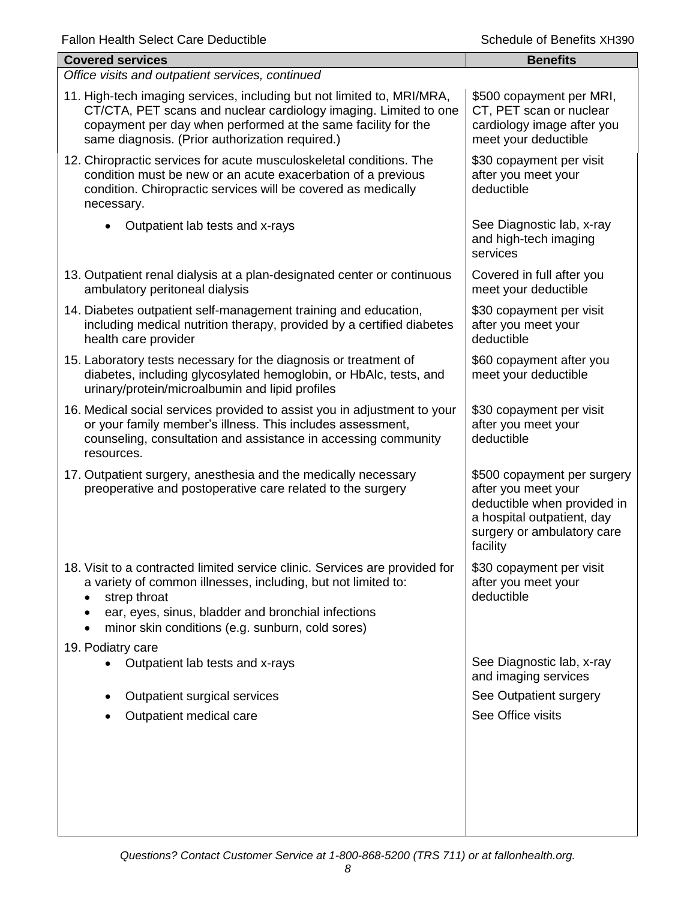| Covered services | Benefits |
|---|---|
| *Office visits and outpatient services, continued* | |
| 11. High-tech imaging services, including but not limited to, MRI/MRA, CT/CTA, PET scans and nuclear cardiology imaging. Limited to one copayment per day when performed at the same facility for the same diagnosis. (Prior authorization required.) | $500 copayment per MRI, CT, PET scan or nuclear cardiology image after you meet your deductible |
| 12. Chiropractic services for acute musculoskeletal conditions. The condition must be new or an acute exacerbation of a previous condition. Chiropractic services will be covered as medically necessary. | $30 copayment per visit after you meet your deductible |
| • Outpatient lab tests and x-rays | See Diagnostic lab, x-ray and high-tech imaging services |
| 13. Outpatient renal dialysis at a plan-designated center or continuous ambulatory peritoneal dialysis | Covered in full after you meet your deductible |
| 14. Diabetes outpatient self-management training and education, including medical nutrition therapy, provided by a certified diabetes health care provider | $30 copayment per visit after you meet your deductible |
| 15. Laboratory tests necessary for the diagnosis or treatment of diabetes, including glycosylated hemoglobin, or HbAlc, tests, and urinary/protein/microalbumin and lipid profiles | $60 copayment after you meet your deductible |
| 16. Medical social services provided to assist you in adjustment to your or your family member's illness. This includes assessment, counseling, consultation and assistance in accessing community resources. | $30 copayment per visit after you meet your deductible |
| 17. Outpatient surgery, anesthesia and the medically necessary preoperative and postoperative care related to the surgery | $500 copayment per surgery after you meet your deductible when provided in a hospital outpatient, day surgery or ambulatory care facility |
| 18. Visit to a contracted limited service clinic. Services are provided for a variety of common illnesses, including, but not limited to:<br>• strep throat<br>• ear, eyes, sinus, bladder and bronchial infections<br>• minor skin conditions (e.g. sunburn, cold sores) | $30 copayment per visit after you meet your deductible |
| 19. Podiatry care | |
| • Outpatient lab tests and x-rays | See Diagnostic lab, x-ray and imaging services |
| • Outpatient surgical services | See Outpatient surgery |
| • Outpatient medical care | See Office visits |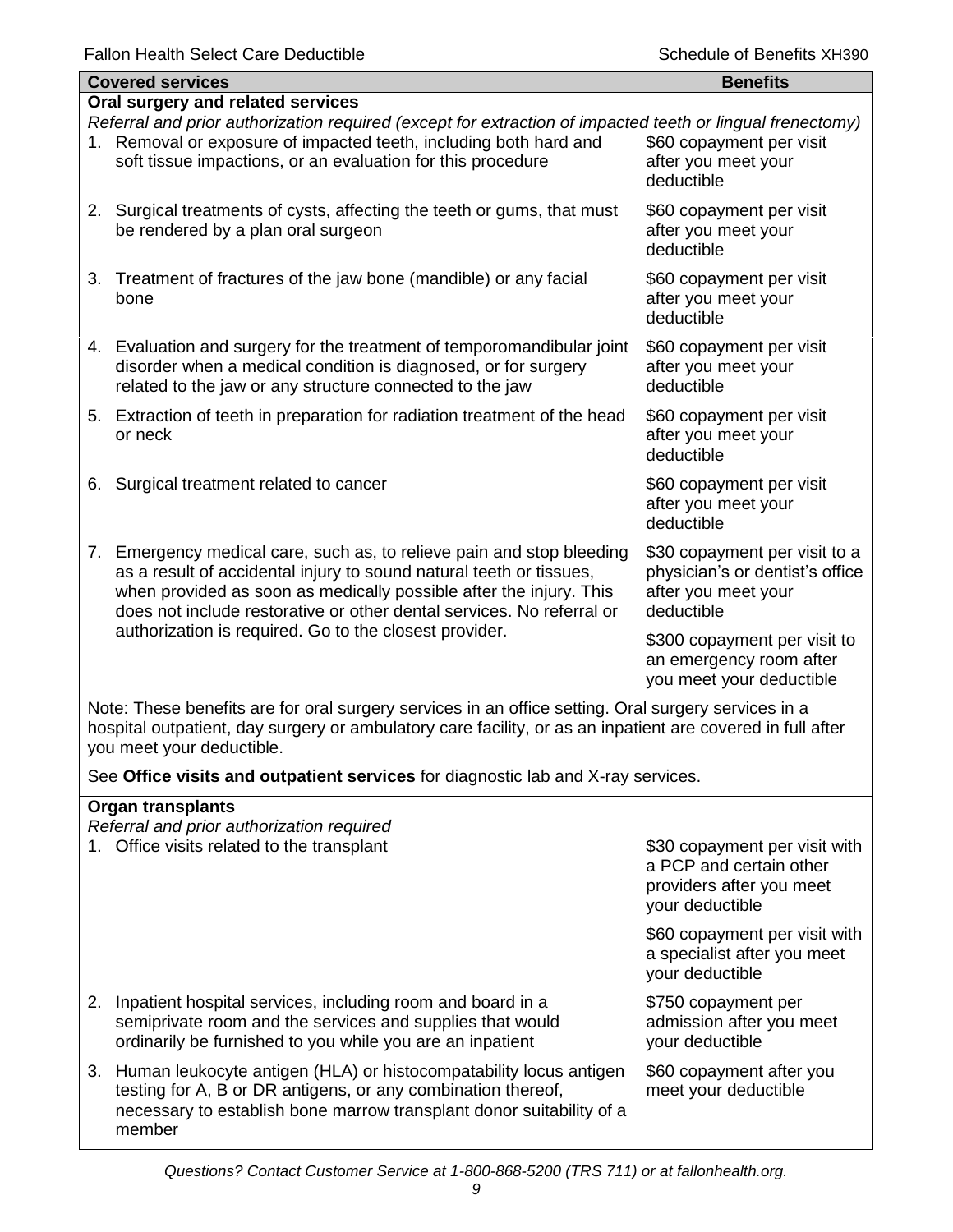| Covered services | Benefits |
| --- | --- |
| **Oral surgery and related services** | |
| *Referral and prior authorization required (except for extraction of impacted teeth or lingual frenectomy)* | |
| 1. Removal or exposure of impacted teeth, including both hard and soft tissue impactions, or an evaluation for this procedure | \$60 copayment per visit after you meet your deductible |
| 2. Surgical treatments of cysts, affecting the teeth or gums, that must be rendered by a plan oral surgeon | \$60 copayment per visit after you meet your deductible |
| 3. Treatment of fractures of the jaw bone (mandible) or any facial bone | \$60 copayment per visit after you meet your deductible |
| 4. Evaluation and surgery for the treatment of temporomandibular joint disorder when a medical condition is diagnosed, or for surgery related to the jaw or any structure connected to the jaw | \$60 copayment per visit after you meet your deductible |
| 5. Extraction of teeth in preparation for radiation treatment of the head or neck | \$60 copayment per visit after you meet your deductible |
| 6. Surgical treatment related to cancer | \$60 copayment per visit after you meet your deductible |
| 7. Emergency medical care, such as, to relieve pain and stop bleeding as a result of accidental injury to sound natural teeth or tissues, when provided as soon as medically possible after the injury. This does not include restorative or other dental services. No referral or authorization is required. Go to the closest provider. | \$30 copayment per visit to a physician's or dentist's office after you meet your deductible<br><br>\$300 copayment per visit to an emergency room after you meet your deductible |
| Note: These benefits are for oral surgery services in an office setting. Oral surgery services in a hospital outpatient, day surgery or ambulatory care facility, or as an inpatient are covered in full after you meet your deductible.<br><br>See **Office visits and outpatient services** for diagnostic lab and X-ray services. | |
| **Organ transplants** | |
| *Referral and prior authorization required* | |
| 1. Office visits related to the transplant | \$30 copayment per visit with a PCP and certain other providers after you meet your deductible<br><br>\$60 copayment per visit with a specialist after you meet your deductible |
| 2. Inpatient hospital services, including room and board in a semiprivate room and the services and supplies that would ordinarily be furnished to you while you are an inpatient | \$750 copayment per admission after you meet your deductible |
| 3. Human leukocyte antigen (HLA) or histocompatability locus antigen testing for A, B or DR antigens, or any combination thereof, necessary to establish bone marrow transplant donor suitability of a member | \$60 copayment after you meet your deductible |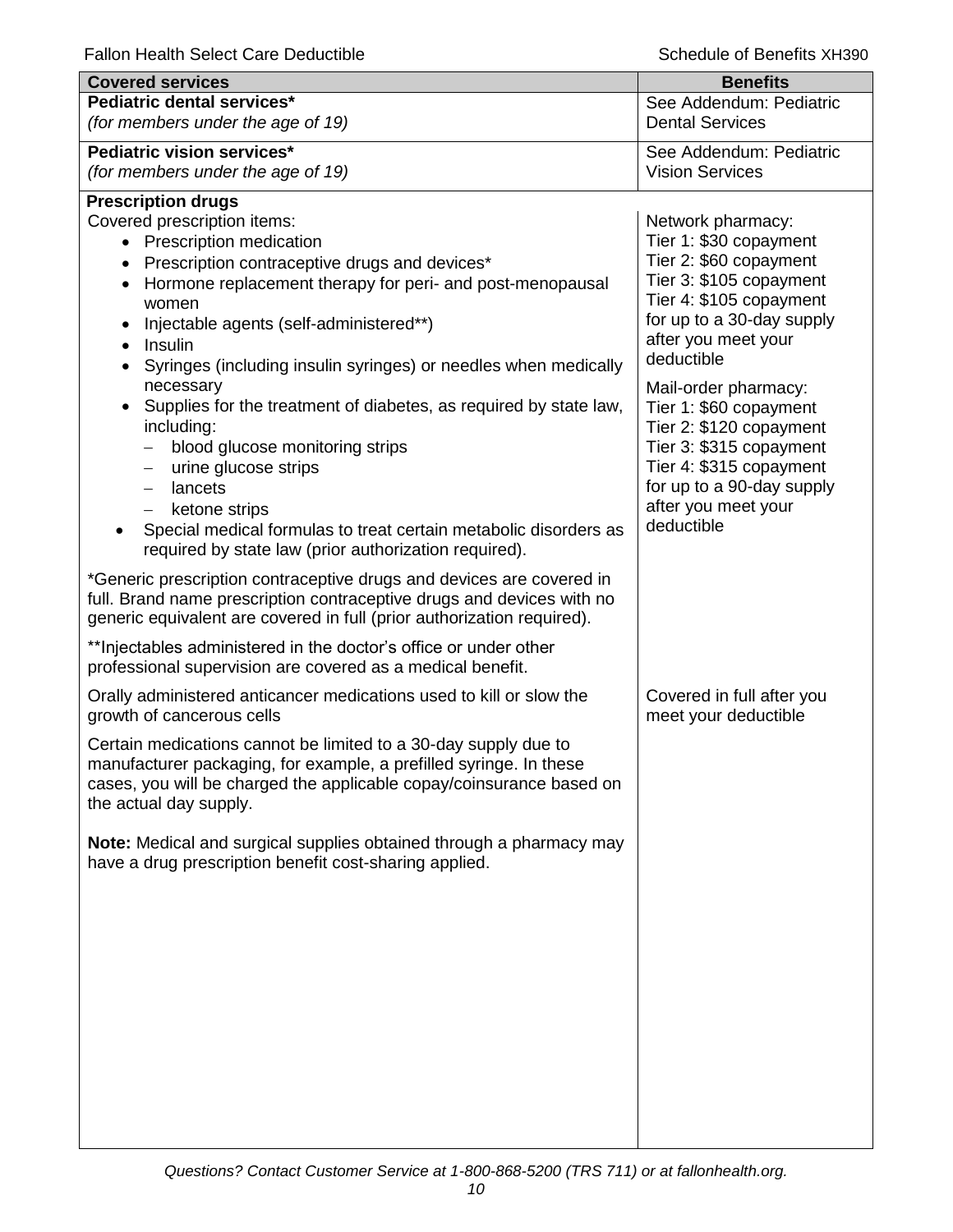| Covered services | Benefits |
|---|---|
| **Pediatric dental services*** <br> *(for members under the age of 19)* | See Addendum: Pediatric Dental Services |
| **Pediatric vision services*** <br> *(for members under the age of 19)* | See Addendum: Pediatric Vision Services |
| **Prescription drugs** <br> Covered prescription items: <br> • Prescription medication <br> • Prescription contraceptive drugs and devices* <br> • Hormone replacement therapy for peri- and post-menopausal women <br> • Injectable agents (self-administered**) <br> • Insulin <br> • Syringes (including insulin syringes) or needles when medically necessary <br> • Supplies for the treatment of diabetes, as required by state law, including: <br> – blood glucose monitoring strips <br> – urine glucose strips <br> – lancets <br> – ketone strips <br> • Special medical formulas to treat certain metabolic disorders as required by state law (prior authorization required). <br><br> *Generic prescription contraceptive drugs and devices are covered in full. Brand name prescription contraceptive drugs and devices with no generic equivalent are covered in full (prior authorization required). <br><br> **Injectables administered in the doctor's office or under other professional supervision are covered as a medical benefit. | Network pharmacy: <br> Tier 1: $30 copayment <br> Tier 2: $60 copayment <br> Tier 3: $105 copayment <br> Tier 4: $105 copayment <br> for up to a 30-day supply after you meet your deductible <br><br> Mail-order pharmacy: <br> Tier 1: $60 copayment <br> Tier 2: $120 copayment <br> Tier 3: $315 copayment <br> Tier 4: $315 copayment <br> for up to a 90-day supply after you meet your deductible |
| Orally administered anticancer medications used to kill or slow the growth of cancerous cells <br><br> Certain medications cannot be limited to a 30-day supply due to manufacturer packaging, for example, a prefilled syringe. In these cases, you will be charged the applicable copay/coinsurance based on the actual day supply. <br><br> **Note:** Medical and surgical supplies obtained through a pharmacy may have a drug prescription benefit cost-sharing applied. | Covered in full after you meet your deductible |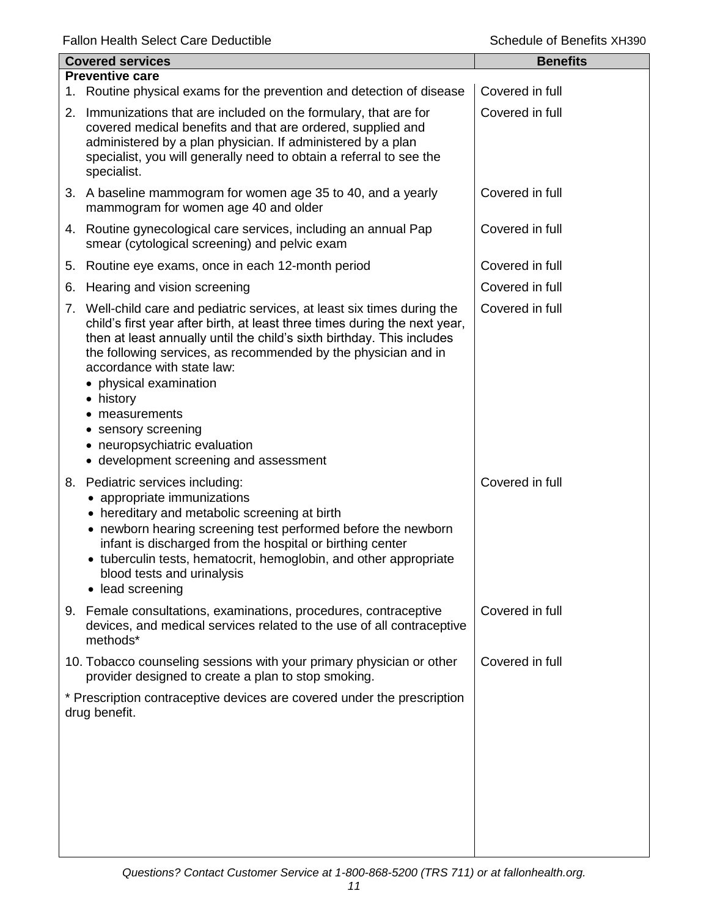| Covered services | Benefits |
| --- | --- |
| **Preventive care** | |
| 1. Routine physical exams for the prevention and detection of disease | Covered in full |
| 2. Immunizations that are included on the formulary, that are for covered medical benefits and that are ordered, supplied and administered by a plan physician. If administered by a plan specialist, you will generally need to obtain a referral to see the specialist. | Covered in full |
| 3. A baseline mammogram for women age 35 to 40, and a yearly mammogram for women age 40 and older | Covered in full |
| 4. Routine gynecological care services, including an annual Pap smear (cytological screening) and pelvic exam | Covered in full |
| 5. Routine eye exams, once in each 12-month period | Covered in full |
| 6. Hearing and vision screening | Covered in full |
| 7. Well-child care and pediatric services, at least six times during the child's first year after birth, at least three times during the next year, then at least annually until the child's sixth birthday. This includes the following services, as recommended by the physician and in accordance with state law:<br>• physical examination<br>• history<br>• measurements<br>• sensory screening<br>• neuropsychiatric evaluation<br>• development screening and assessment | Covered in full |
| 8. Pediatric services including:<br>• appropriate immunizations<br>• hereditary and metabolic screening at birth<br>• newborn hearing screening test performed before the newborn infant is discharged from the hospital or birthing center<br>• tuberculin tests, hematocrit, hemoglobin, and other appropriate blood tests and urinalysis<br>• lead screening | Covered in full |
| 9. Female consultations, examinations, procedures, contraceptive devices, and medical services related to the use of all contraceptive methods* | Covered in full |
| 10. Tobacco counseling sessions with your primary physician or other provider designed to create a plan to stop smoking. | Covered in full |
| * Prescription contraceptive devices are covered under the prescription drug benefit. | |

*Questions? Contact Customer Service at 1-800-868-5200 (TRS 711) or at fallonhealth.org.*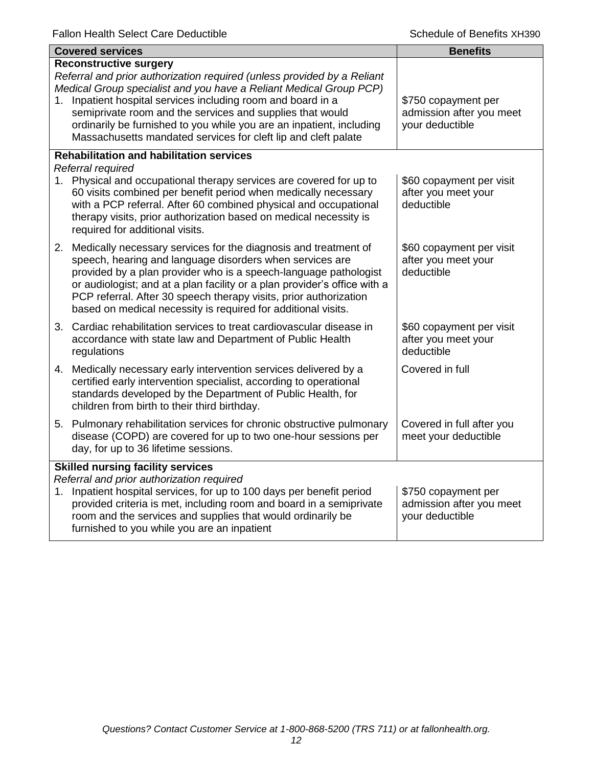| Covered services | Benefits |
| --- | --- |
| **Reconstructive surgery**<br>*Referral and prior authorization required (unless provided by a Reliant Medical Group specialist and you have a Reliant Medical Group PCP)*<br>1. Inpatient hospital services including room and board in a semiprivate room and the services and supplies that would ordinarily be furnished to you while you are an inpatient, including Massachusetts mandated services for cleft lip and cleft palate | $750 copayment per admission after you meet your deductible |
| **Rehabilitation and habilitation services**<br>*Referral required*<br>1. Physical and occupational therapy services are covered for up to 60 visits combined per benefit period when medically necessary with a PCP referral. After 60 combined physical and occupational therapy visits, prior authorization based on medical necessity is required for additional visits. | $60 copayment per visit after you meet your deductible |
| 2. Medically necessary services for the diagnosis and treatment of speech, hearing and language disorders when services are provided by a plan provider who is a speech-language pathologist or audiologist; and at a plan facility or a plan provider's office with a PCP referral. After 30 speech therapy visits, prior authorization based on medical necessity is required for additional visits. | $60 copayment per visit after you meet your deductible |
| 3. Cardiac rehabilitation services to treat cardiovascular disease in accordance with state law and Department of Public Health regulations | $60 copayment per visit after you meet your deductible |
| 4. Medically necessary early intervention services delivered by a certified early intervention specialist, according to operational standards developed by the Department of Public Health, for children from birth to their third birthday. | Covered in full |
| 5. Pulmonary rehabilitation services for chronic obstructive pulmonary disease (COPD) are covered for up to two one-hour sessions per day, for up to 36 lifetime sessions. | Covered in full after you meet your deductible |
| **Skilled nursing facility services**<br>*Referral and prior authorization required*<br>1. Inpatient hospital services, for up to 100 days per benefit period provided criteria is met, including room and board in a semiprivate room and the services and supplies that would ordinarily be furnished to you while you are an inpatient | $750 copayment per admission after you meet your deductible |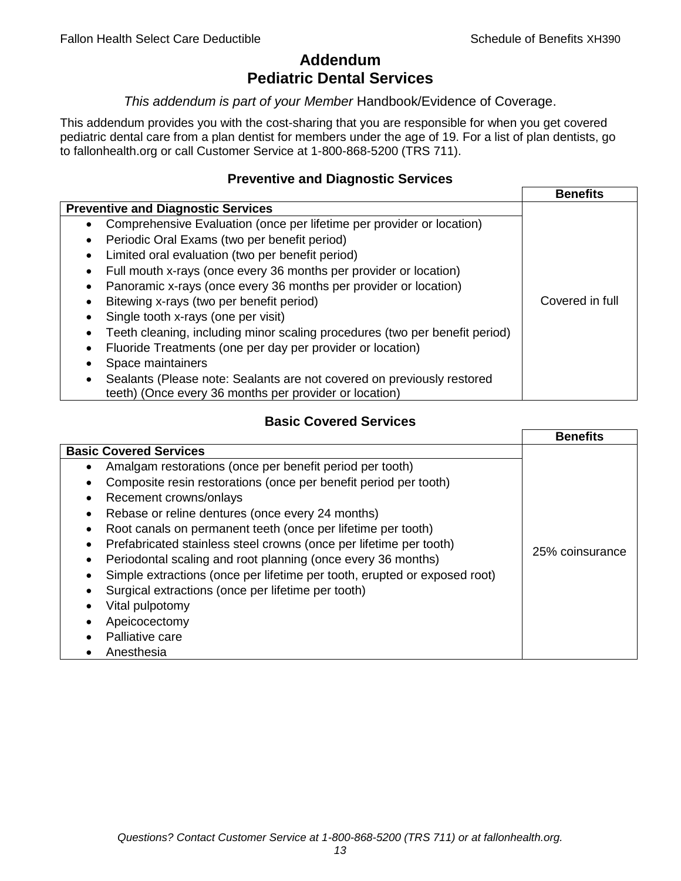# Addendum
# Pediatric Dental Services

*This addendum is part of your Member* Handbook/Evidence of Coverage.

This addendum provides you with the cost-sharing that you are responsible for when you get covered pediatric dental care from a plan dentist for members under the age of 19. For a list of plan dentists, go to fallonhealth.org or call Customer Service at 1-800-868-5200 (TRS 711).

### Preventive and Diagnostic Services

| **Preventive and Diagnostic Services** | **Benefits** |
|---|---|
| • Comprehensive Evaluation (once per lifetime per provider or location)<br>• Periodic Oral Exams (two per benefit period)<br>• Limited oral evaluation (two per benefit period)<br>• Full mouth x-rays (once every 36 months per provider or location)<br>• Panoramic x-rays (once every 36 months per provider or location)<br>• Bitewing x-rays (two per benefit period)<br>• Single tooth x-rays (one per visit)<br>• Teeth cleaning, including minor scaling procedures (two per benefit period)<br>• Fluoride Treatments (one per day per provider or location)<br>• Space maintainers<br>• Sealants (Please note: Sealants are not covered on previously restored teeth) (Once every 36 months per provider or location) | Covered in full |

### Basic Covered Services

| **Basic Covered Services** | **Benefits** |
|---|---|
| • Amalgam restorations (once per benefit period per tooth)<br>• Composite resin restorations (once per benefit period per tooth)<br>• Recement crowns/onlays<br>• Rebase or reline dentures (once every 24 months)<br>• Root canals on permanent teeth (once per lifetime per tooth)<br>• Prefabricated stainless steel crowns (once per lifetime per tooth)<br>• Periodontal scaling and root planning (once every 36 months)<br>• Simple extractions (once per lifetime per tooth, erupted or exposed root)<br>• Surgical extractions (once per lifetime per tooth)<br>• Vital pulpotomy<br>• Apeicocectomy<br>• Palliative care<br>• Anesthesia | 25% coinsurance |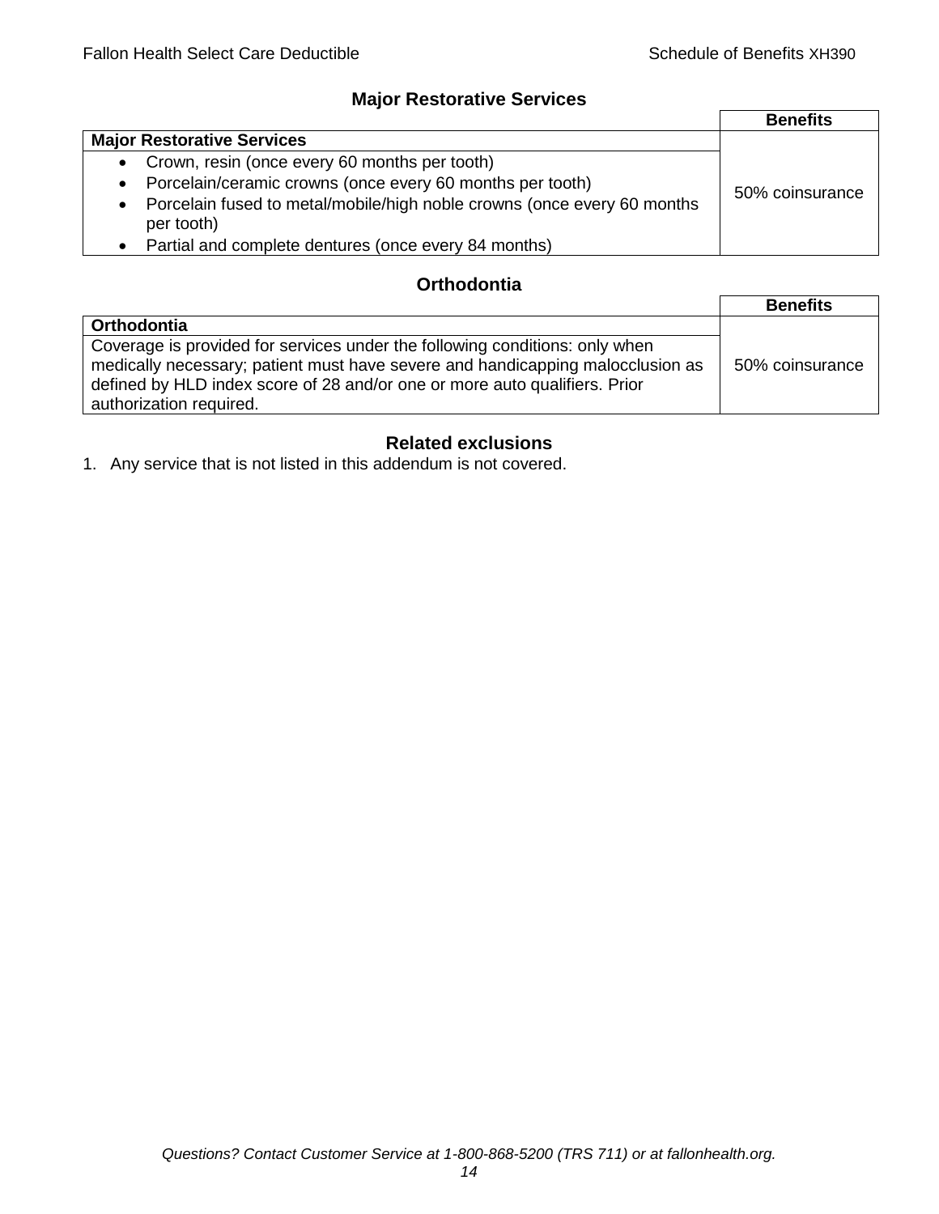## Major Restorative Services

| | Benefits |
|---|---|
| **Major Restorative Services** | 50% coinsurance |
| • Crown, resin (once every 60 months per tooth)<br>• Porcelain/ceramic crowns (once every 60 months per tooth)<br>• Porcelain fused to metal/mobile/high noble crowns (once every 60 months per tooth)<br>• Partial and complete dentures (once every 84 months) | |

## Orthodontia

| | Benefits |
|---|---|
| **Orthodontia** | 50% coinsurance |
| Coverage is provided for services under the following conditions: only when medically necessary; patient must have severe and handicapping malocclusion as defined by HLD index score of 28 and/or one or more auto qualifiers. Prior authorization required. | |

## Related exclusions

1. Any service that is not listed in this addendum is not covered.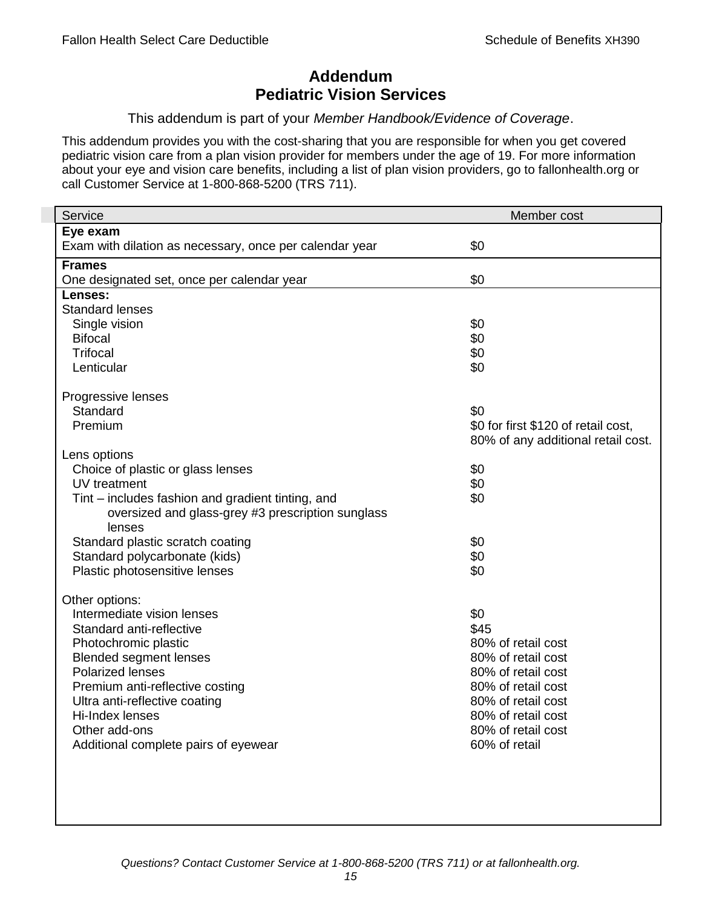# Addendum
# Pediatric Vision Services

This addendum is part of your *Member Handbook/Evidence of Coverage*.

This addendum provides you with the cost-sharing that you are responsible for when you get covered pediatric vision care from a plan vision provider for members under the age of 19. For more information about your eye and vision care benefits, including a list of plan vision providers, go to fallonhealth.org or call Customer Service at 1-800-868-5200 (TRS 711).

| Service | Member cost |
|---|---|
| **Eye exam** | |
| Exam with dilation as necessary, once per calendar year | $0 |
| **Frames** | |
| One designated set, once per calendar year | $0 |
| **Lenses:** | |
| Standard lenses | |
| Single vision | $0 |
| Bifocal | $0 |
| Trifocal | $0 |
| Lenticular | $0 |
| Progressive lenses | |
| Standard | $0 |
| Premium | $0 for first $120 of retail cost, 80% of any additional retail cost. |
| Lens options | |
| Choice of plastic or glass lenses | $0 |
| UV treatment | $0 |
| Tint – includes fashion and gradient tinting, and oversized and glass-grey #3 prescription sunglass lenses | $0 |
| Standard plastic scratch coating | $0 |
| Standard polycarbonate (kids) | $0 |
| Plastic photosensitive lenses | $0 |
| Other options: | |
| Intermediate vision lenses | $0 |
| Standard anti-reflective | $45 |
| Photochromic plastic | 80% of retail cost |
| Blended segment lenses | 80% of retail cost |
| Polarized lenses | 80% of retail cost |
| Premium anti-reflective costing | 80% of retail cost |
| Ultra anti-reflective coating | 80% of retail cost |
| Hi-Index lenses | 80% of retail cost |
| Other add-ons | 80% of retail cost |
| Additional complete pairs of eyewear | 60% of retail |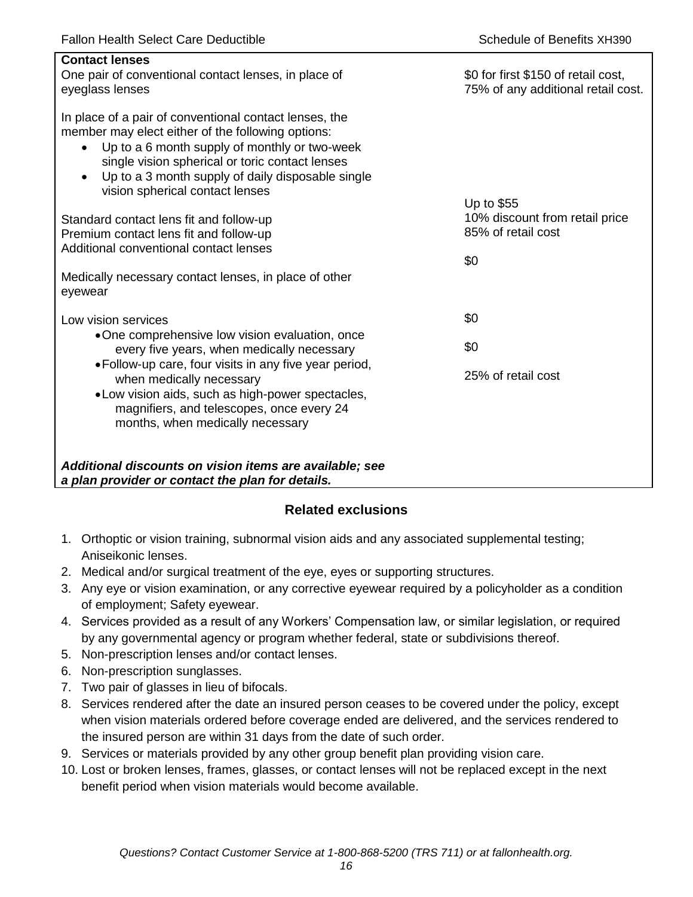| **Contact lenses** | |
|---|---|
| One pair of conventional contact lenses, in place of eyeglass lenses | $0 for first $150 of retail cost, 75% of any additional retail cost. |
| In place of a pair of conventional contact lenses, the member may elect either of the following options:<br>• Up to a 6 month supply of monthly or two-week single vision spherical or toric contact lenses<br>• Up to a 3 month supply of daily disposable single vision spherical contact lenses | |
| Standard contact lens fit and follow-up | Up to $55 |
| Premium contact lens fit and follow-up | 10% discount from retail price |
| Additional conventional contact lenses | 85% of retail cost |
| Medically necessary contact lenses, in place of other eyewear | $0 |
| Low vision services | |
| • One comprehensive low vision evaluation, once every five years, when medically necessary | $0 |
| • Follow-up care, four visits in any five year period, when medically necessary | $0 |
| • Low vision aids, such as high-power spectacles, magnifiers, and telescopes, once every 24 months, when medically necessary | 25% of retail cost |
| ***Additional discounts on vision items are available; see a plan provider or contact the plan for details.*** | |

## Related exclusions

1. Orthoptic or vision training, subnormal vision aids and any associated supplemental testing; Aniseikonic lenses.
2. Medical and/or surgical treatment of the eye, eyes or supporting structures.
3. Any eye or vision examination, or any corrective eyewear required by a policyholder as a condition of employment; Safety eyewear.
4. Services provided as a result of any Workers' Compensation law, or similar legislation, or required by any governmental agency or program whether federal, state or subdivisions thereof.
5. Non-prescription lenses and/or contact lenses.
6. Non-prescription sunglasses.
7. Two pair of glasses in lieu of bifocals.
8. Services rendered after the date an insured person ceases to be covered under the policy, except when vision materials ordered before coverage ended are delivered, and the services rendered to the insured person are within 31 days from the date of such order.
9. Services or materials provided by any other group benefit plan providing vision care.
10. Lost or broken lenses, frames, glasses, or contact lenses will not be replaced except in the next benefit period when vision materials would become available.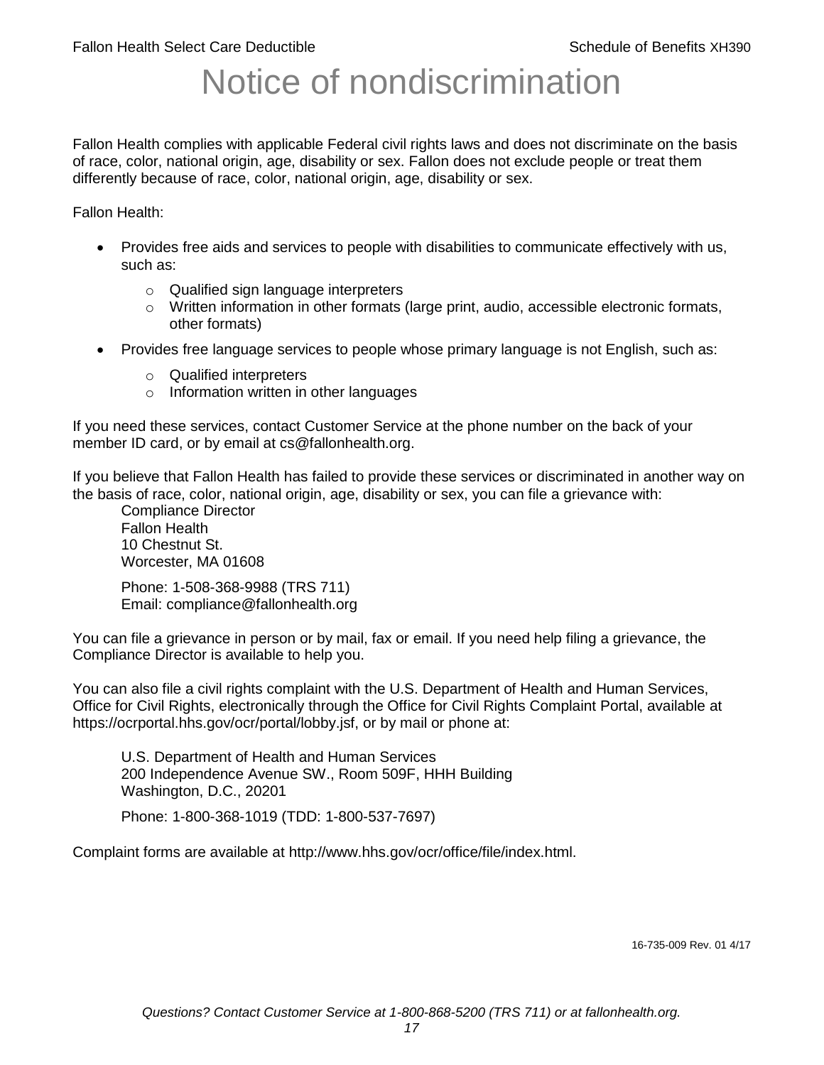# Notice of nondiscrimination

Fallon Health complies with applicable Federal civil rights laws and does not discriminate on the basis of race, color, national origin, age, disability or sex. Fallon does not exclude people or treat them differently because of race, color, national origin, age, disability or sex.

Fallon Health:

- Provides free aids and services to people with disabilities to communicate effectively with us, such as:
  - Qualified sign language interpreters
  - Written information in other formats (large print, audio, accessible electronic formats, other formats)
- Provides free language services to people whose primary language is not English, such as:
  - Qualified interpreters
  - Information written in other languages

If you need these services, contact Customer Service at the phone number on the back of your member ID card, or by email at cs@fallonhealth.org.

If you believe that Fallon Health has failed to provide these services or discriminated in another way on the basis of race, color, national origin, age, disability or sex, you can file a grievance with:

Compliance Director
Fallon Health
10 Chestnut St.
Worcester, MA 01608

Phone: 1-508-368-9988 (TRS 711)
Email: compliance@fallonhealth.org

You can file a grievance in person or by mail, fax or email. If you need help filing a grievance, the Compliance Director is available to help you.

You can also file a civil rights complaint with the U.S. Department of Health and Human Services, Office for Civil Rights, electronically through the Office for Civil Rights Complaint Portal, available at https://ocrportal.hhs.gov/ocr/portal/lobby.jsf, or by mail or phone at:

U.S. Department of Health and Human Services
200 Independence Avenue SW., Room 509F, HHH Building
Washington, D.C., 20201

Phone: 1-800-368-1019 (TDD: 1-800-537-7697)

Complaint forms are available at http://www.hhs.gov/ocr/office/file/index.html.

16-735-009 Rev. 01 4/17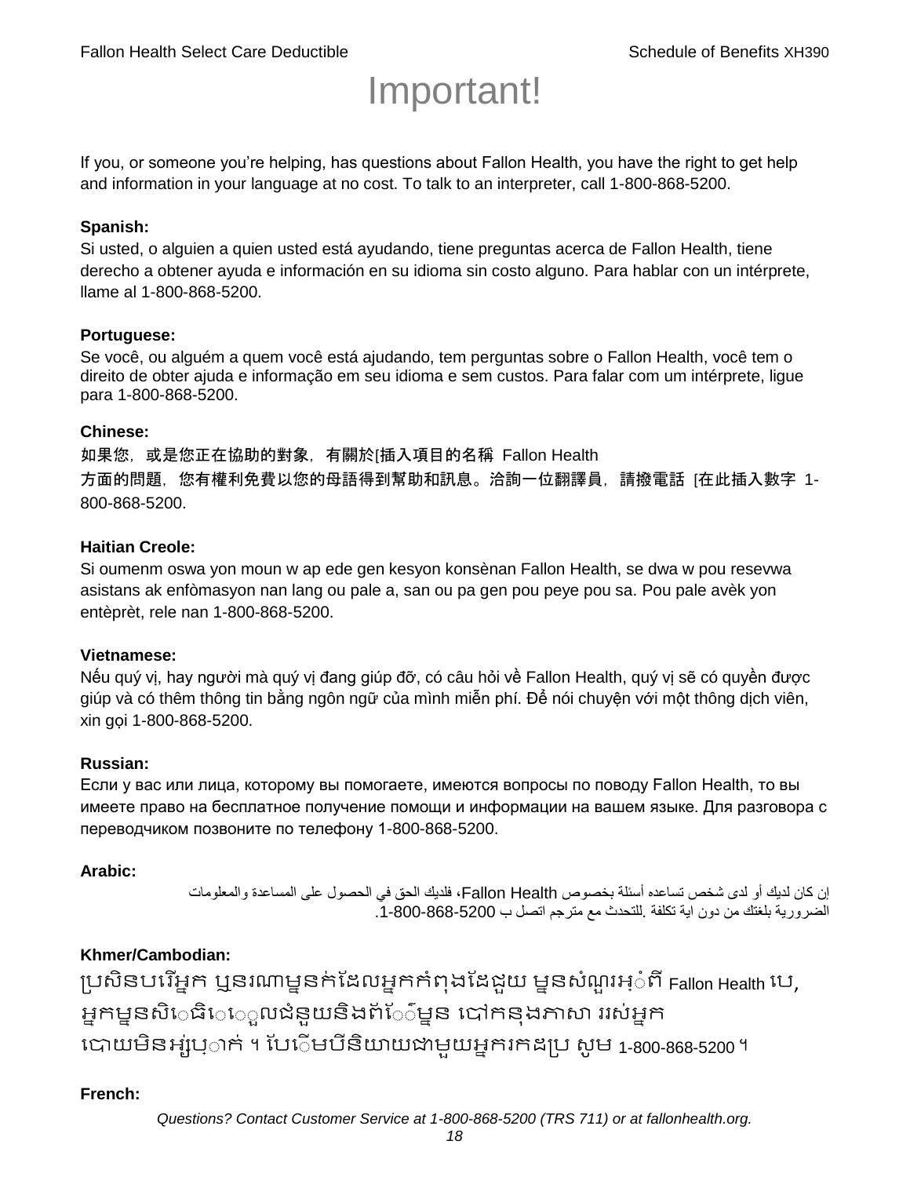# Important!

If you, or someone you're helping, has questions about Fallon Health, you have the right to get help and information in your language at no cost. To talk to an interpreter, call 1-800-868-5200.

**Spanish:**
Si usted, o alguien a quien usted está ayudando, tiene preguntas acerca de Fallon Health, tiene derecho a obtener ayuda e información en su idioma sin costo alguno. Para hablar con un intérprete, llame al 1-800-868-5200.

**Portuguese:**
Se você, ou alguém a quem você está ajudando, tem perguntas sobre o Fallon Health, você tem o direito de obter ajuda e informação em seu idioma e sem custos. Para falar com um intérprete, ligue para 1-800-868-5200.

**Chinese:**
如果您，或是您正在協助的對象，有關於[插入項目的名稱 Fallon Health 方面的問題，您有權利免費以您的母語得到幫助和訊息。洽詢一位翻譯員，請撥電話 [在此插入數字 1-800-868-5200.

**Haitian Creole:**
Si oumenm oswa yon moun w ap ede gen kesyon konsènan Fallon Health, se dwa w pou resevwa asistans ak enfòmasyon nan lang ou pale a, san ou pa gen pou peye pou sa. Pou pale avèk yon entèprèt, rele nan 1-800-868-5200.

**Vietnamese:**
Nếu quý vị, hay người mà quý vị đang giúp đỡ, có câu hỏi về Fallon Health, quý vị sẽ có quyền được giúp và có thêm thông tin bằng ngôn ngữ của mình miễn phí. Để nói chuyện với một thông dịch viên, xin gọi 1-800-868-5200.

**Russian:**
Если у вас или лица, которому вы помогаете, имеются вопросы по поводу Fallon Health, то вы имеете право на бесплатное получение помощи и информации на вашем языке. Для разговора с переводчиком позвоните по телефону 1-800-868-5200.

**Arabic:**
إن كان لديك أو لدى شخص تساعده أسئلة بخصوص Fallon Health، فلديك الحق في الحصول على المساعدة والمعلومات الضرورية بلغتك من دون اية تكلفة .للتحدث مع مترجم اتصل ب 1-800-868-5200.

**Khmer/Cambodian:**
ប្រសិនបើអ្នក ឬនរណាម្នាក់ដែលអ្នកកំពុងជួយ មានសំណួរអំពី Fallon Health បេ, អ្នកមានសិទ្ធិទទួលជំនួយនិងព័ត៌មាន បៅកនុងភាសា ររស់អ្នក បោយមិនអស់បុ្រាក់ ។ បែើមបីនិយាយជាមួយអ្នករកដប្រ សូម 1-800-868-5200 ។

**French:**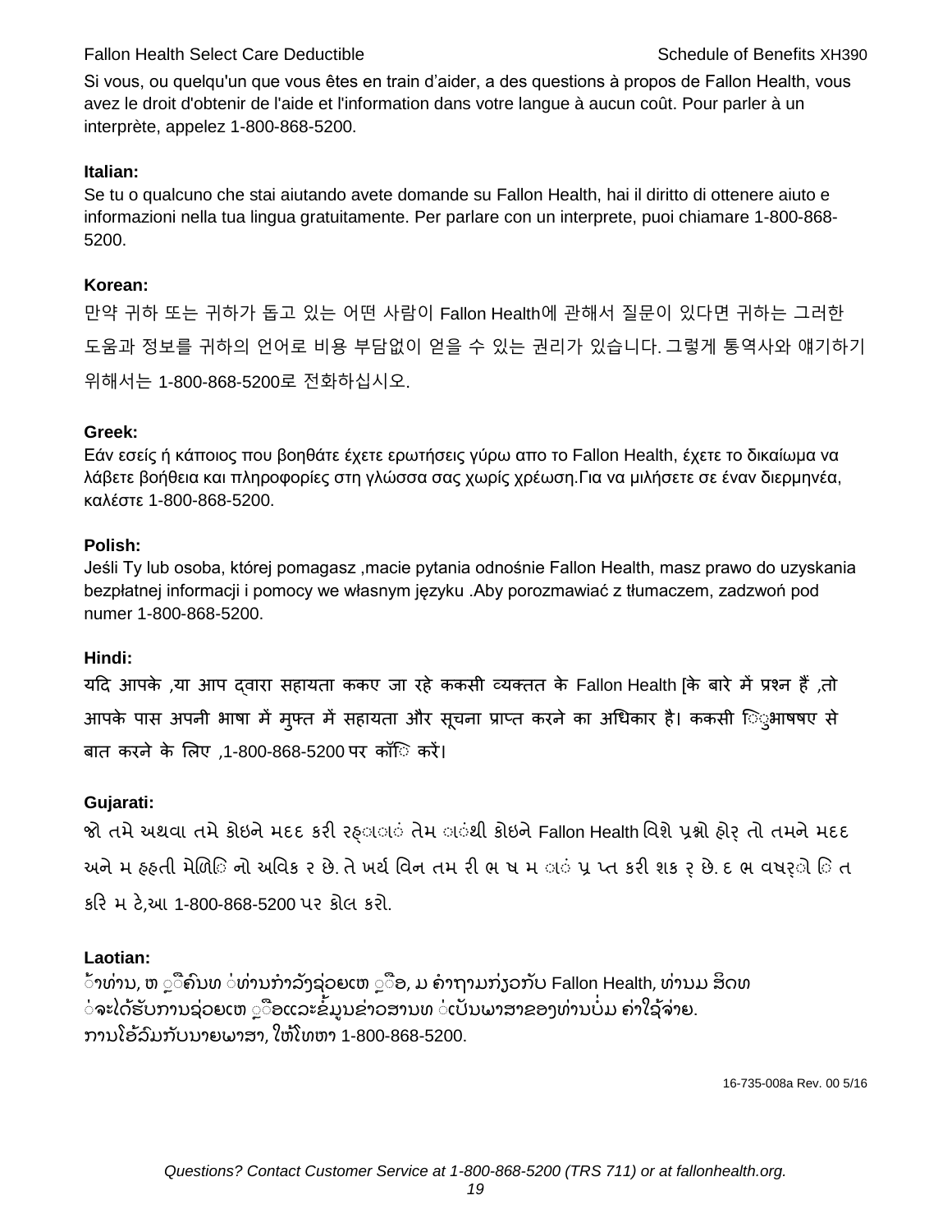Si vous, ou quelqu'un que vous êtes en train d'aider, a des questions à propos de Fallon Health, vous avez le droit d'obtenir de l'aide et l'information dans votre langue à aucun coût. Pour parler à un interprète, appelez 1-800-868-5200.

**Italian:**

Se tu o qualcuno che stai aiutando avete domande su Fallon Health, hai il diritto di ottenere aiuto e informazioni nella tua lingua gratuitamente. Per parlare con un interprete, puoi chiamare 1-800-868-5200.

**Korean:**

만약 귀하 또는 귀하가 돕고 있는 어떤 사람이 Fallon Health에 관해서 질문이 있다면 귀하는 그러한 도움과 정보를 귀하의 언어로 비용 부담없이 얻을 수 있는 권리가 있습니다. 그렇게 통역사와 얘기하기 위해서는 1-800-868-5200로 전화하십시오.

**Greek:**

Εάν εσείς ή κάποιος που βοηθάτε έχετε ερωτήσεις γύρω απο το Fallon Health, έχετε το δικαίωμα να λάβετε βοήθεια και πληροφορίες στη γλώσσα σας χωρίς χρέωση.Για να μιλήσετε σε έναν διερμηνέα, καλέστε 1-800-868-5200.

**Polish:**

Jeśli Ty lub osoba, której pomagasz ,macie pytania odnośnie Fallon Health, masz prawo do uzyskania bezpłatnej informacji i pomocy we własnym języku .Aby porozmawiać z tłumaczem, zadzwoń pod numer 1-800-868-5200.

**Hindi:**

यदि आपके ,या आप द्वारा सहायता ककए जा रहे ककसी व्यक्तत के Fallon Health [के बारे में प्रश्न हैं ,तो आपके पास अपनी भाषा में मुफ्त में सहायता और सूचना प्राप्त करने का अधिकार है। ककसी िुभाषषए से बात करने के लिए ,1-800-868-5200 पर कॉि करें।

**Gujarati:**

જો તમે અથવા તમે કોઇને મદદ કરી રહ્યાં તેમ ાંથી કોઇને Fallon Health વિશે પ્રશ્નો હોર્ તો તમને મદદ અને મ હહતી મેળિિ નો અવિક ર છે. તે ખર્ચ વિન તમ રી ભ ષ મ ાં પ્ર પ્ત કરી શક ર્ છે. દ ભ વષર્ો િ ત કરિ મ ટે,આ 1-800-868-5200 પર કોલ કરો.

**Laotian:**

້າທ່ານ, ຫ ູືຄົນທ ່ທ່ານກໍາລັງຊ່ວຍເຫ ູືອ, ມ ຄໍາຖາມກ່ຽວກັບ Fallon Health, ທ່ານມ ສິດທ ່ຈະໄດ້ຮັບການຊ່ວຍເຫ ູືອແລະຂໍ້ມູນຂ່າວສານທ ່ເປັນພາສາຂອງທ່ານບໍ່ມ ຄ່າໃຊ້ຈ່າຍ. ການໂອ້ລົມກັບນາຍພາສາ, ໃຫ້ໂທຫາ 1-800-868-5200.

16-735-008a Rev. 00 5/16